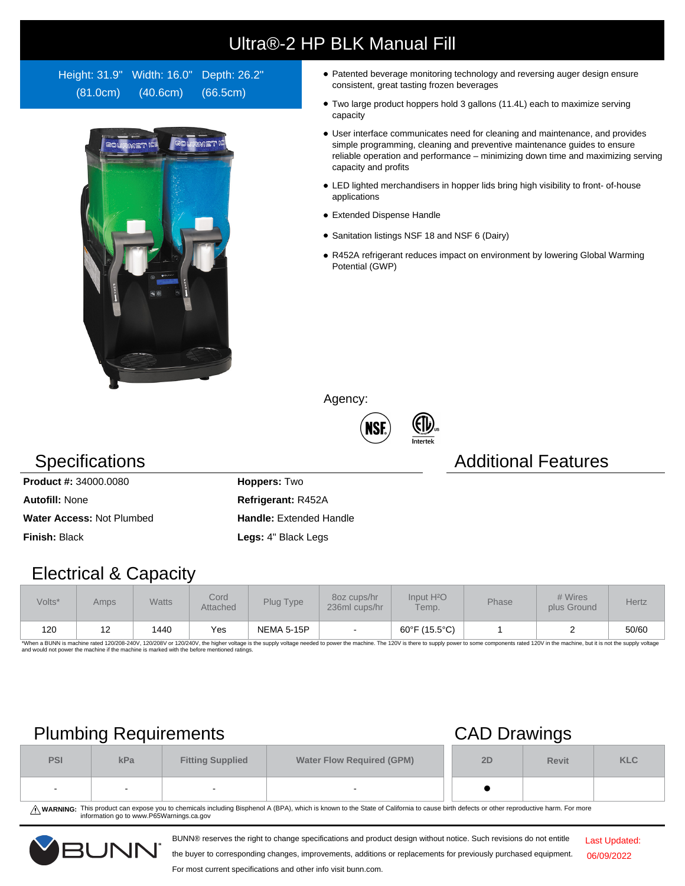# Ultra®-2 HP BLK Manual Fill

Height: 31.9" (81.0cm) Width: 16.0" (40.6cm) Depth: 26.2" (66.5cm)

- Patented beverage monitoring technology and reversing auger design ensure consistent, great tasting frozen beverages
- Two large product hoppers hold 3 gallons (11.4L) each to maximize serving capacity
- User interface communicates need for cleaning and maintenance, and provides simple programming, cleaning and preventive maintenance guides to ensure reliable operation and performance – minimizing down time and maximizing serving capacity and profits
- LED lighted merchandisers in hopper lids bring high visibility to front- of-house applications
- Extended Dispense Handle
- Sanitation listings NSF 18 and NSF 6 (Dairy)
- R452A refrigerant reduces impact on environment by lowering Global Warming Potential (GWP)

Agency:

## Specifications

**Product #:** 34000.0080

**Autofill:** None

**Water Access:** Not Plumbed

**Finish:** Black

**Hoppers:** Two

**Refrigerant:** R452A

**Handle:** Extended Handle

**Legs:** 4" Black Legs

## Additional Features

## Electrical & Capacity

| Volts* | Amps | Watts | Cord Attached | Plug Type | 8oz cups/hr 236ml cups/hr | Input $H^2O$ Temp. | Phase | # Wires plus Ground | Hertz |
|---|---|---|---|---|---|---|---|---|---|
| 120 | 12 | 1440 | Yes | NEMA 5-15P | - | 60°F (15.5°C) | 1 | 2 | 50/60 |

*When a BUNN is machine rated 120/208-240V, 120/208V or 120/240V, the higher voltage is the supply voltage needed to power the machine. The 120V is there to supply power to some components rated 120V in the machine, but it is not the supply voltage and would not power the machine if the machine is marked with the before mentioned ratings.

## Plumbing Requirements

| PSI | kPa | Fitting Supplied | Water Flow Required (GPM) |
|---|---|---|---|
| - | - | - | - |

## CAD Drawings

| 2D | Revit | KLC |
|---|---|---|
| ● | | |

⚠ **WARNING:** This product can expose you to chemicals including Bisphenol A (BPA), which is known to the State of California to cause birth defects or other reproductive harm. For more information go to www.P65Warnings.ca.gov

BUNN® reserves the right to change specifications and product design without notice. Such revisions do not entitle the buyer to corresponding changes, improvements, additions or replacements for previously purchased equipment. For most current specifications and other info visit bunn.com.

Last Updated: 06/09/2022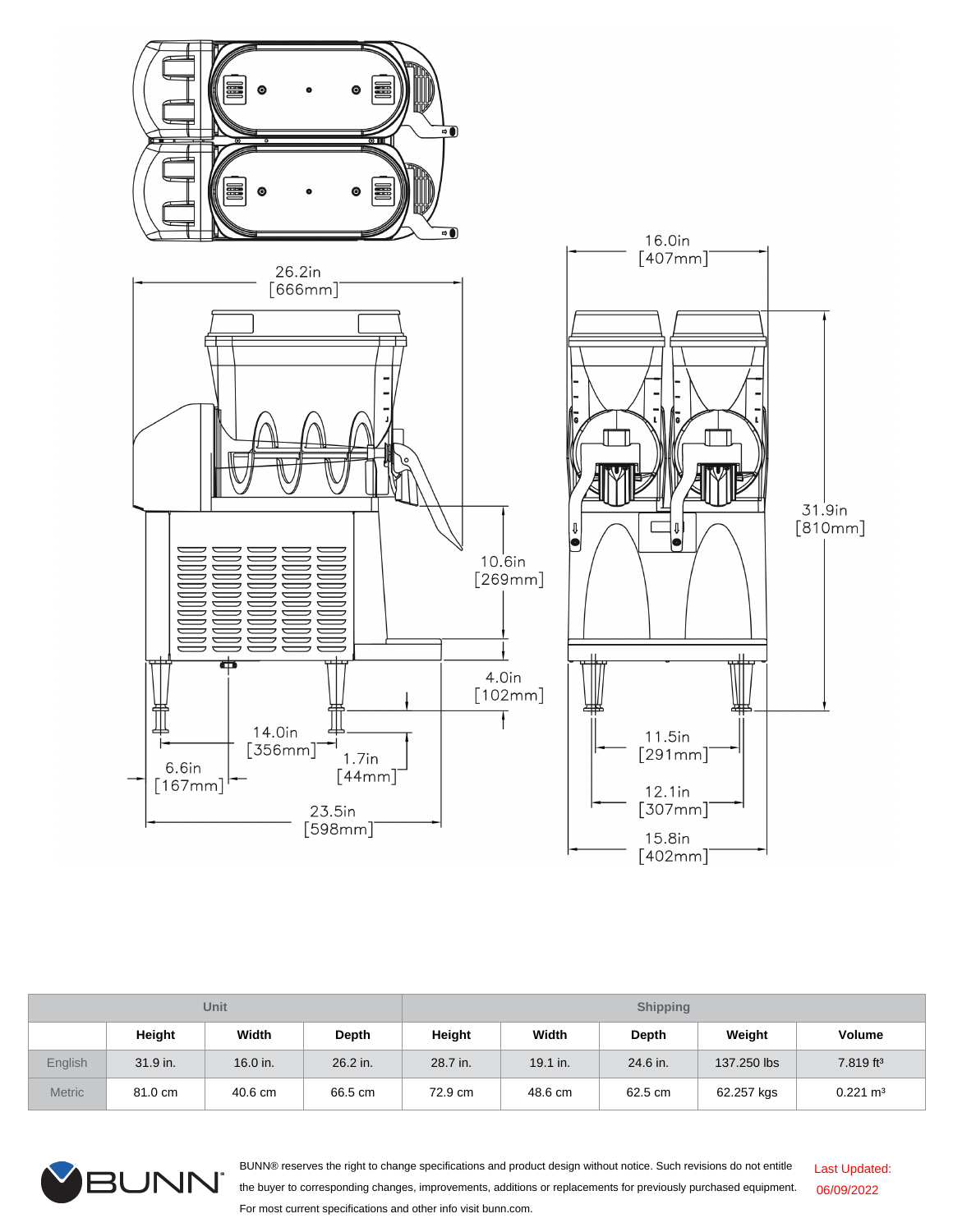26.2in
[666mm]

16.0in
[407mm]

31.9in
[810mm]

10.6in
[269mm]

4.0in
[102mm]

14.0in
[356mm]

1.7in
[44mm]

6.6in
[167mm]

23.5in
[598mm]

11.5in
[291mm]

12.1in
[307mm]

15.8in
[402mm]

| Unit | | | | Shipping | | | | |
|---|---|---|---|---|---|---|---|---|
| | Height | Width | Depth | Height | Width | Depth | Weight | Volume |
| English | 31.9 in. | 16.0 in. | 26.2 in. | 28.7 in. | 19.1 in. | 24.6 in. | 137.250 lbs | 7.819 ft³ |
| Metric | 81.0 cm | 40.6 cm | 66.5 cm | 72.9 cm | 48.6 cm | 62.5 cm | 62.257 kgs | 0.221 m³ |

BUNN® reserves the right to change specifications and product design without notice. Such revisions do not entitle the buyer to corresponding changes, improvements, additions or replacements for previously purchased equipment. For most current specifications and other info visit bunn.com.

Last Updated: 06/09/2022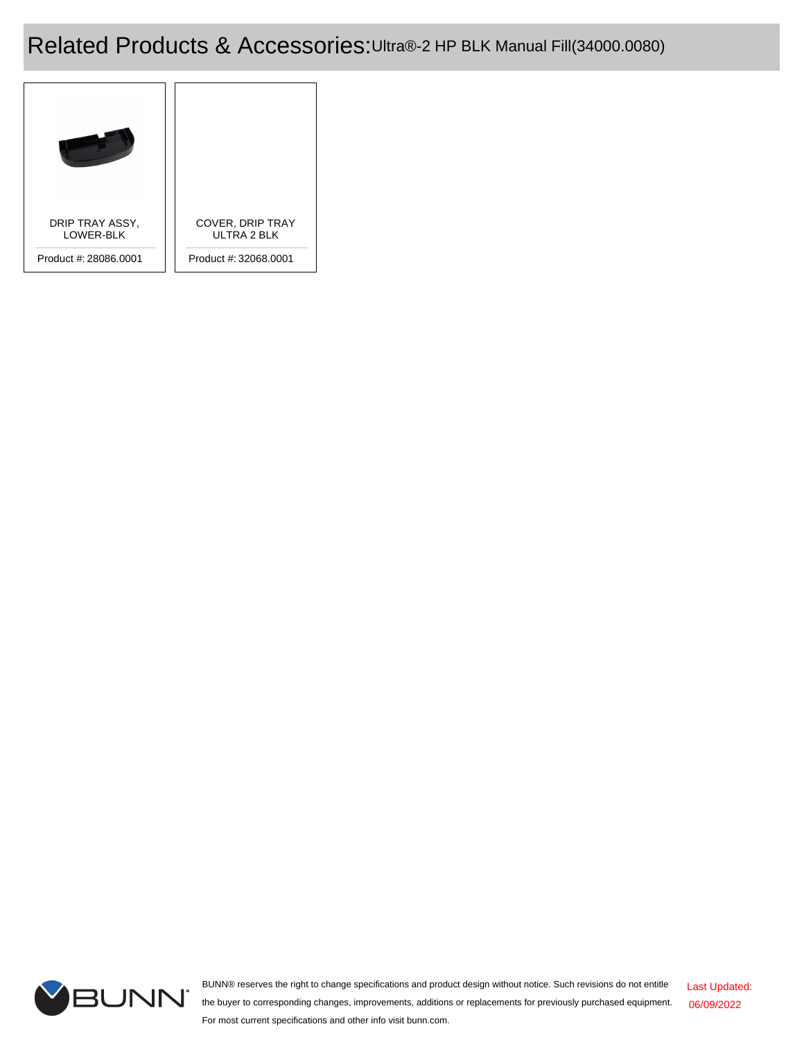# Related Products & Accessories: Ultra®-2 HP BLK Manual Fill(34000.0080)

DRIP TRAY ASSY, LOWER-BLK

Product #: 28086.0001

COVER, DRIP TRAY ULTRA 2 BLK

Product #: 32068.0001

BUNN® reserves the right to change specifications and product design without notice. Such revisions do not entitle the buyer to corresponding changes, improvements, additions or replacements for previously purchased equipment. For most current specifications and other info visit bunn.com.

Last Updated: 06/09/2022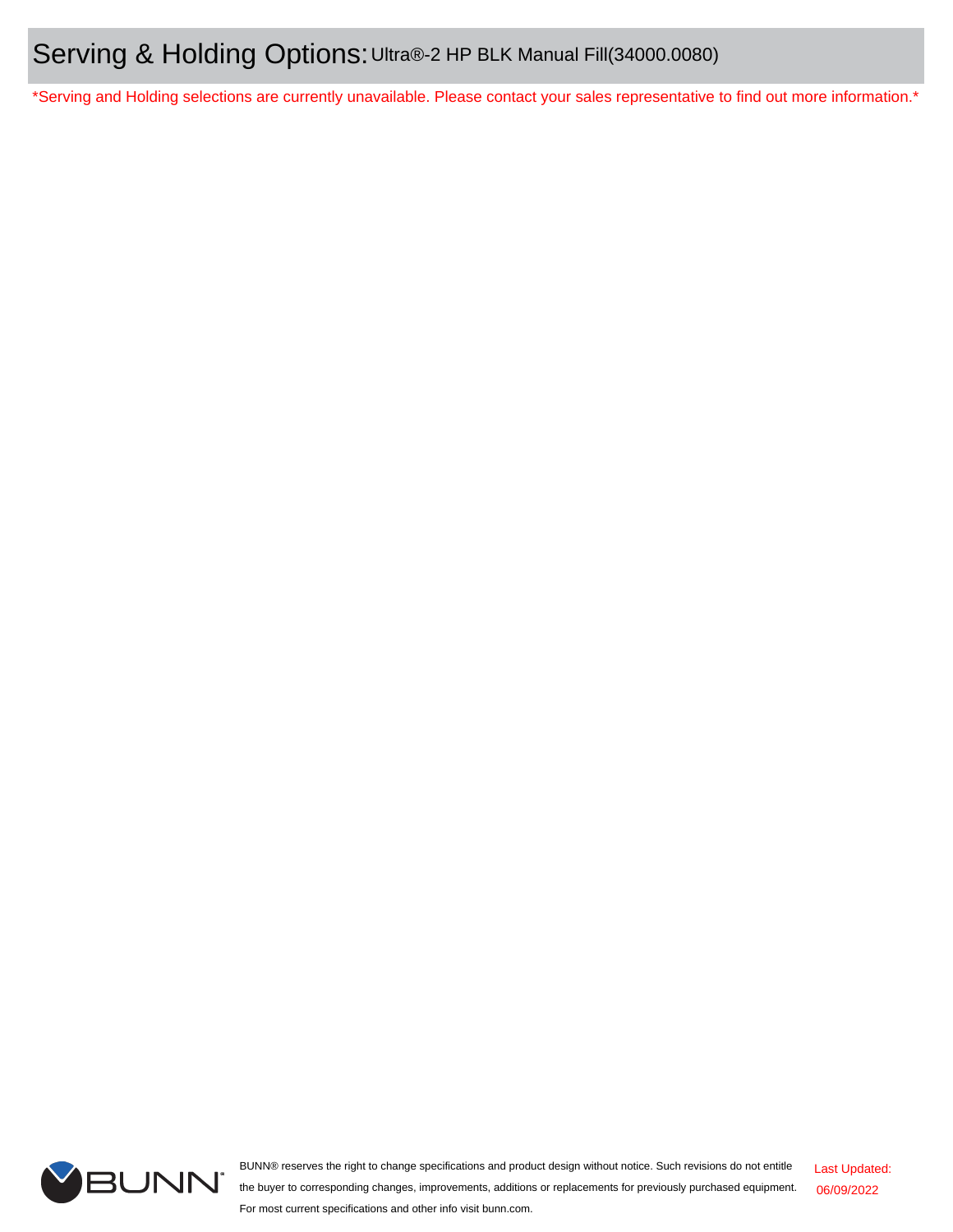# Serving & Holding Options: Ultra®-2 HP BLK Manual Fill(34000.0080)

*Serving and Holding selections are currently unavailable. Please contact your sales representative to find out more information.*

BUNN® reserves the right to change specifications and product design without notice. Such revisions do not entitle the buyer to corresponding changes, improvements, additions or replacements for previously purchased equipment. For most current specifications and other info visit bunn.com.

Last Updated: 06/09/2022